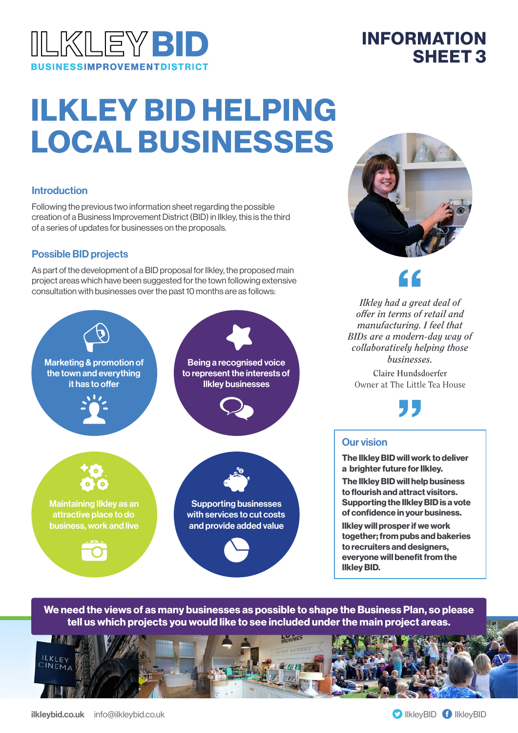# ILKLEY BID

BUSINESS IMPROVEMENT DISTRICT

**INFORMATION SHEET 3**

# ILKLEY BID HELPING LOCAL BUSINESSES

## Introduction

Following the previous two information sheet regarding the possible creation of a Business Improvement District (BID) in Ilkley, this is the third of a series of updates for businesses on the proposals.

## Possible BID projects

As part of the development of a BID proposal for Ilkley, the proposed main project areas which have been suggested for the town following extensive consultation with businesses over the past 10 months are as follows:

- Marketing & promotion of the town and everything it has to offer
- Being a recognised voice to represent the interests of Ilkley businesses
- Maintaining Ilkley as an attractive place to do business, work and live
- Supporting businesses with services to cut costs and provide added value

> *Ilkley had a great deal of offer in terms of retail and manufacturing. I feel that BIDs are a modern-day way of collaboratively helping those businesses.*
>
> Claire Hundsdoerfer
> Owner at The Little Tea House

## Our vision

**The Ilkley BID will work to deliver a brighter future for Ilkley.**

**The Ilkley BID will help business to flourish and attract visitors. Supporting the Ilkley BID is a vote of confidence in your business.**

**Ilkley will prosper if we work together; from pubs and bakeries to recruiters and designers, everyone will benefit from the Ilkley BID.**

**We need the views of as many businesses as possible to shape the Business Plan, so please tell us which projects you would like to see included under the main project areas.**

**ilkleybid.co.uk** info@ilkleybid.co.uk

IlkleyBID IlkleyBID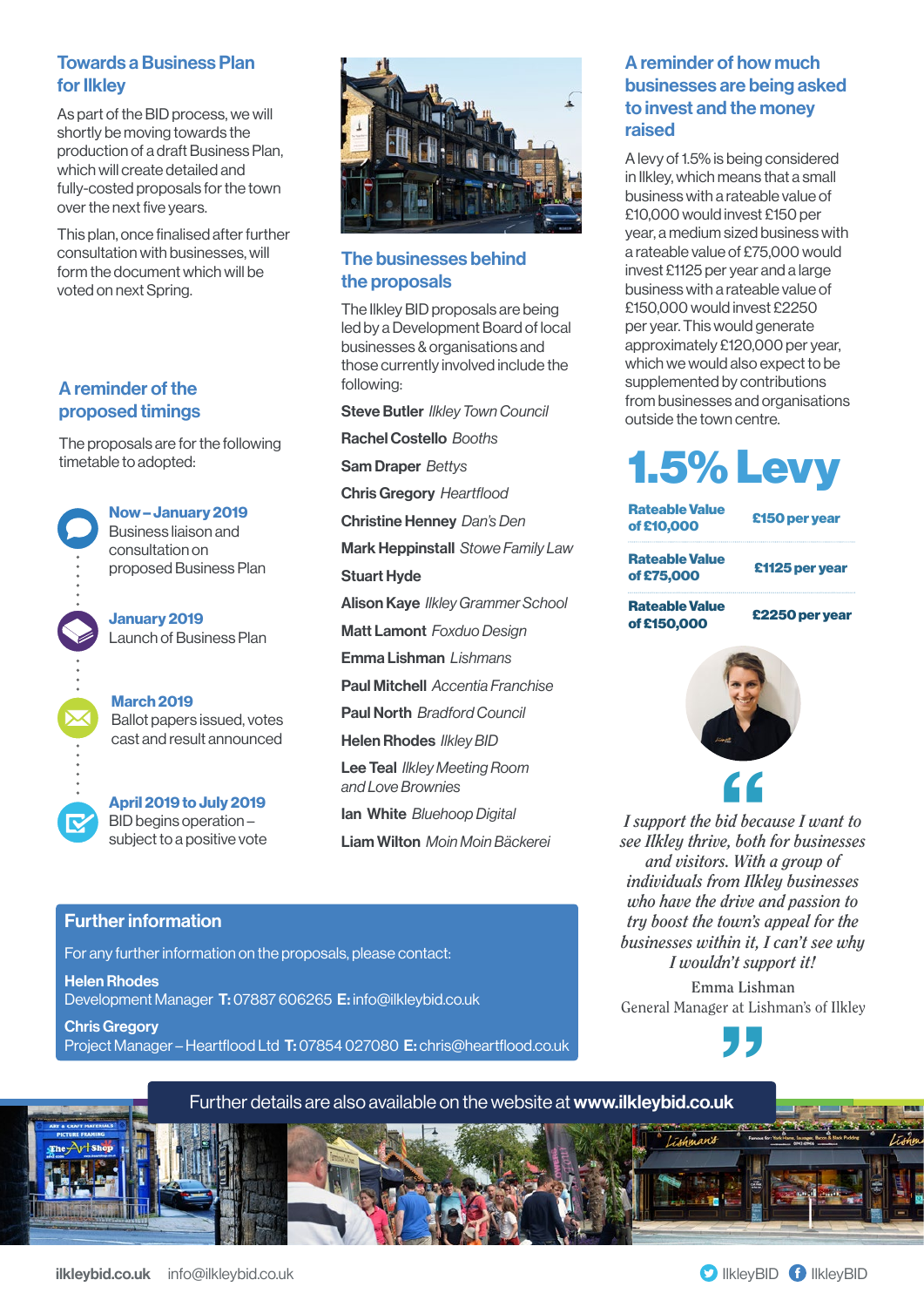## Towards a Business Plan for Ilkley

As part of the BID process, we will shortly be moving towards the production of a draft Business Plan, which will create detailed and fully-costed proposals for the town over the next five years.

This plan, once finalised after further consultation with businesses, will form the document which will be voted on next Spring.

## A reminder of the proposed timings

The proposals are for the following timetable to adopted:

**Now – January 2019**
Business liaison and consultation on proposed Business Plan

**January 2019**
Launch of Business Plan

**March 2019**
Ballot papers issued, votes cast and result announced

**April 2019 to July 2019**
BID begins operation – subject to a positive vote

## The businesses behind the proposals

The Ilkley BID proposals are being led by a Development Board of local businesses & organisations and those currently involved include the following:

**Steve Butler** *Ilkley Town Council*

**Rachel Costello** *Booths*

**Sam Draper** *Bettys*

**Chris Gregory** *Heartflood*

**Christine Henney** *Dan's Den*

**Mark Heppinstall** *Stowe Family Law*

**Stuart Hyde**

**Alison Kaye** *Ilkley Grammer School*

**Matt Lamont** *Foxduo Design*

**Emma Lishman** *Lishmans*

**Paul Mitchell** *Accentia Franchise*

**Paul North** *Bradford Council*

**Helen Rhodes** *Ilkley BID*

**Lee Teal** *Ilkley Meeting Room and Love Brownies*

**Ian White** *Bluehoop Digital*

**Liam Wilton** *Moin Moin Bäckerei*

## A reminder of how much businesses are being asked to invest and the money raised

A levy of 1.5% is being considered in Ilkley, which means that a small business with a rateable value of £10,000 would invest £150 per year, a medium sized business with a rateable value of £75,000 would invest £1125 per year and a large business with a rateable value of £150,000 would invest £2250 per year. This would generate approximately £120,000 per year, which we would also expect to be supplemented by contributions from businesses and organisations outside the town centre.

# 1.5% Levy

| | |
|---|---|
| **Rateable Value of £10,000** | **£150 per year** |
| **Rateable Value of £75,000** | **£1125 per year** |
| **Rateable Value of £150,000** | **£2250 per year** |

*"I support the bid because I want to see Ilkley thrive, both for businesses and visitors. With a group of individuals from Ilkley businesses who have the drive and passion to try boost the town's appeal for the businesses within it, I can't see why I wouldn't support it!"*

Emma Lishman
General Manager at Lishman's of Ilkley

## Further information

For any further information on the proposals, please contact:

**Helen Rhodes**
Development Manager **T:** 07887 606265 **E:** info@ilkleybid.co.uk

**Chris Gregory**
Project Manager – Heartflood Ltd **T:** 07854 027080 **E:** chris@heartflood.co.uk

Further details are also available on the website at **www.ilkleybid.co.uk**

**ilkleybid.co.uk** info@ilkleybid.co.uk IlkleyBID IlkleyBID